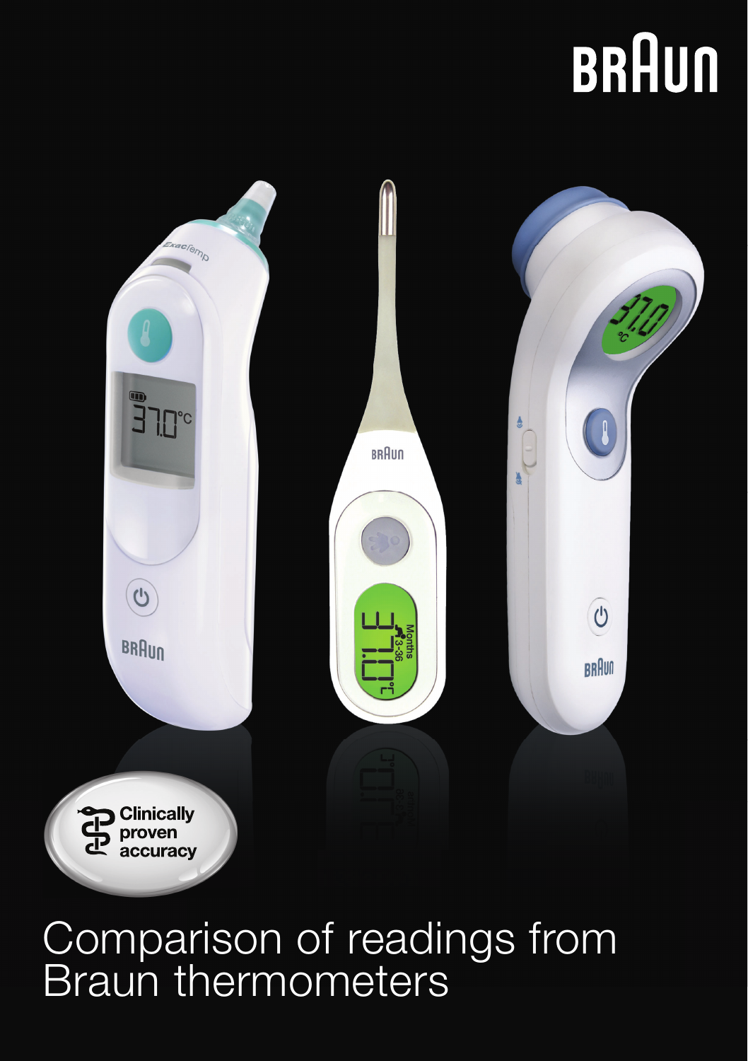# BRAUN

Clinically proven accuracy

# Comparison of readings from Braun thermometers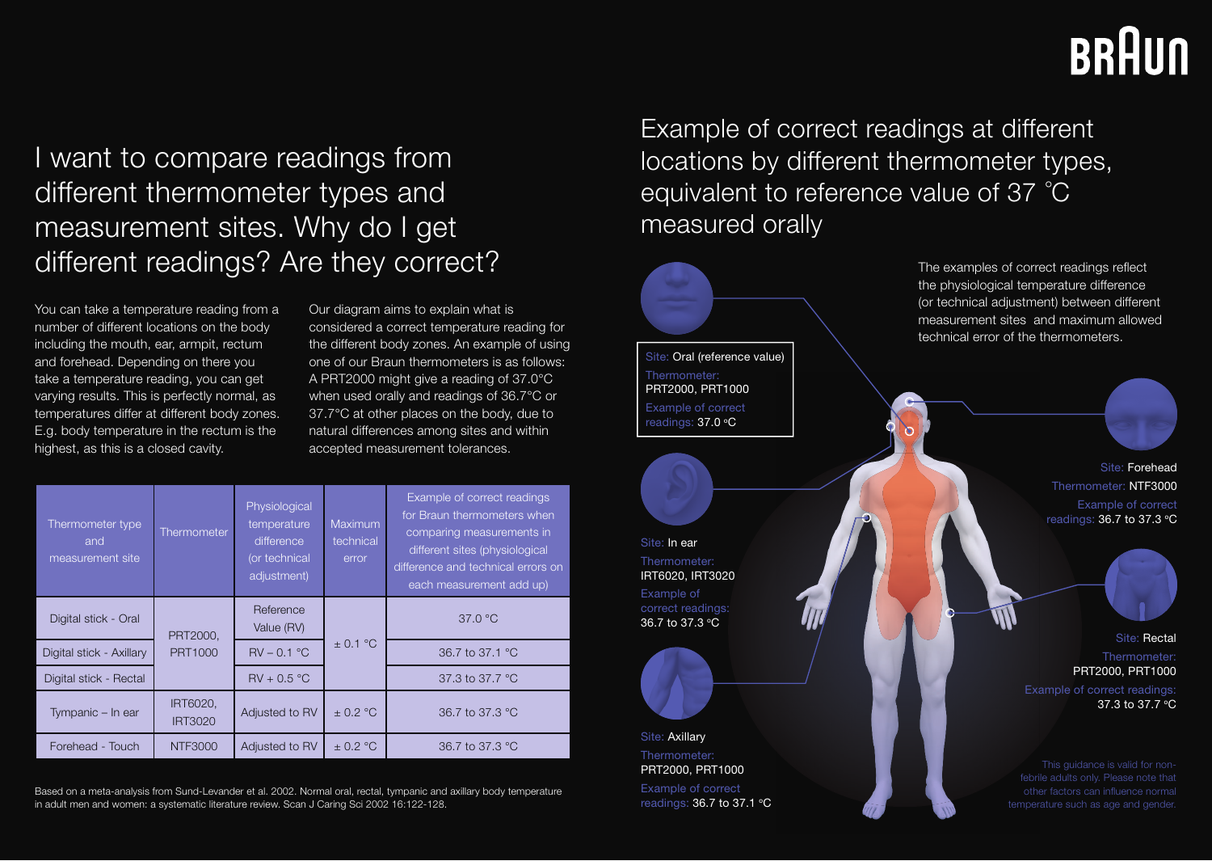# I want to compare readings from different thermometer types and measurement sites. Why do I get different readings? Are they correct?

You can take a temperature reading from a number of different locations on the body including the mouth, ear, armpit, rectum and forehead. Depending on there you take a temperature reading, you can get varying results. This is perfectly normal, as temperatures differ at different body zones. E.g. body temperature in the rectum is the highest, as this is a closed cavity.

Our diagram aims to explain what is considered a correct temperature reading for the different body zones. An example of using one of our Braun thermometers is as follows: A PRT2000 might give a reading of 37.0°C when used orally and readings of 36.7°C or 37.7°C at other places on the body, due to natural differences among sites and within accepted measurement tolerances.

| Thermometer type and measurement site | Thermometer | Physiological temperature difference (or technical adjustment) | Maximum technical error | Example of correct readings for Braun thermometers when comparing measurements in different sites (physiological difference and technical errors on each measurement add up) |
|---|---|---|---|---|
| Digital stick - Oral | PRT2000, PRT1000 | Reference Value (RV) | ± 0.1 °C | 37.0 °C |
| Digital stick - Axillary | | RV – 0.1 °C | | 36.7 to 37.1 °C |
| Digital stick - Rectal | | RV + 0.5 °C | | 37.3 to 37.7 °C |
| Tympanic – In ear | IRT6020, IRT3020 | Adjusted to RV | ± 0.2 °C | 36.7 to 37.3 °C |
| Forehead - Touch | NTF3000 | Adjusted to RV | ± 0.2 °C | 36.7 to 37.3 °C |

Based on a meta-analysis from Sund-Levander et al. 2002. Normal oral, rectal, tympanic and axillary body temperature in adult men and women: a systematic literature review. Scan J Caring Sci 2002 16:122-128.

## Example of correct readings at different locations by different thermometer types, equivalent to reference value of 37 °C measured orally

The examples of correct readings reflect the physiological temperature difference (or technical adjustment) between different measurement sites and maximum allowed technical error of the thermometers.

Site: Oral (reference value)
Thermometer: PRT2000, PRT1000
Example of correct readings: 37.0 °C

Site: In ear
Thermometer: IRT6020, IRT3020
Example of correct readings: 36.7 to 37.3 °C

Site: Axillary
Thermometer: PRT2000, PRT1000
Example of correct readings: 36.7 to 37.1 °C

Site: Forehead
Thermometer: NTF3000
Example of correct readings: 36.7 to 37.3 °C

Site: Rectal
Thermometer: PRT2000, PRT1000
Example of correct readings: 37.3 to 37.7 °C

This guidance is valid for non-febrile adults only. Please note that other factors can influence normal temperature such as age and gender.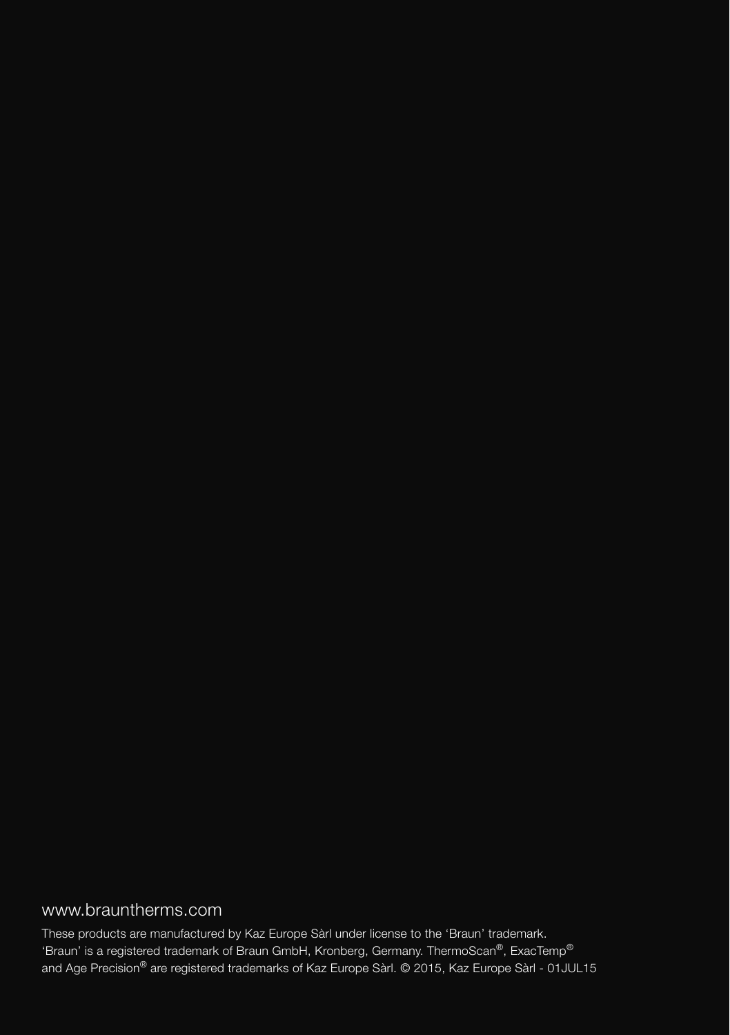www.brauntherms.com

These products are manufactured by Kaz Europe Sàrl under license to the 'Braun' trademark. 'Braun' is a registered trademark of Braun GmbH, Kronberg, Germany. ThermoScan®, ExacTemp® and Age Precision® are registered trademarks of Kaz Europe Sàrl. © 2015, Kaz Europe Sàrl - 01JUL15